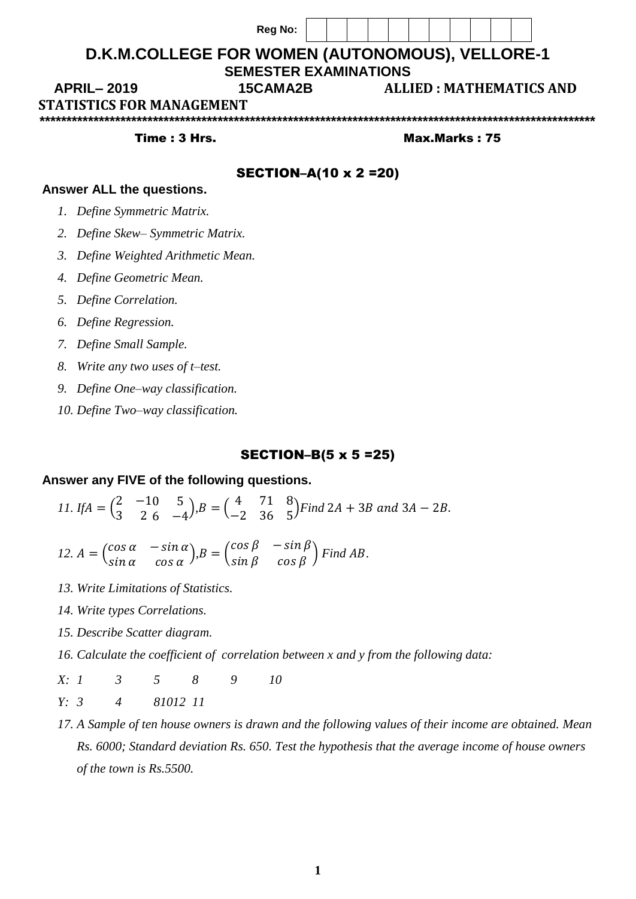Reg No:

# D.K.M.COLLEGE FOR WOMEN (AUTONOMOUS), VELLORE-1

## SEMESTER EXAMINATIONS

**APRIL– 2019** **15CAMA2B** **ALLIED : MATHEMATICS AND STATISTICS FOR MANAGEMENT**

\*\*\*\*\*\*\*\*\*\*\*\*\*\*\*\*\*\*\*\*\*\*\*\*\*\*\*\*\*\*\*\*\*\*\*\*\*\*\*\*\*\*\*\*\*\*\*\*\*\*\*\*\*\*\*\*\*\*\*\*\*\*\*\*\*\*\*\*\*\*\*\*\*\*\*\*\*\*\*\*\*\*\*\*\*\*\*\*\*\*\*\*\*\*\*\*\*\*\*\*

**Time : 3 Hrs.** **Max.Marks : 75**

### SECTION–A(10 x 2 =20)

**Answer ALL the questions.**

1. *Define Symmetric Matrix.*
2. *Define Skew– Symmetric Matrix.*
3. *Define Weighted Arithmetic Mean.*
4. *Define Geometric Mean.*
5. *Define Correlation.*
6. *Define Regression.*
7. *Define Small Sample.*
8. *Write any two uses of t–test.*
9. *Define One–way classification.*
10. *Define Two–way classification.*

### SECTION–B(5 x 5 =25)

**Answer any FIVE of the following questions.**

11. *If* $A = \begin{pmatrix} 2 & -10 & 5 \\ 3 & 2\ 6 & -4 \end{pmatrix}, B = \begin{pmatrix} 4 & 71 & 8 \\ -2 & 36 & 5 \end{pmatrix}$ *Find* $2A + 3B$ *and* $3A - 2B$.

12. $A = \begin{pmatrix} \cos\alpha & -\sin\alpha \\ \sin\alpha & \cos\alpha \end{pmatrix}, B = \begin{pmatrix} \cos\beta & -\sin\beta \\ \sin\beta & \cos\beta \end{pmatrix}$ *Find* $AB$.

13. *Write Limitations of Statistics.*

14. *Write types Correlations.*

15. *Describe Scatter diagram.*

16. *Calculate the coefficient of correlation between x and y from the following data:*

    *X: 1 3 5 8 9 10*

    *Y: 3 4 81012 11*

17. *A Sample of ten house owners is drawn and the following values of their income are obtained. Mean Rs. 6000; Standard deviation Rs. 650. Test the hypothesis that the average income of house owners of the town is Rs.5500.*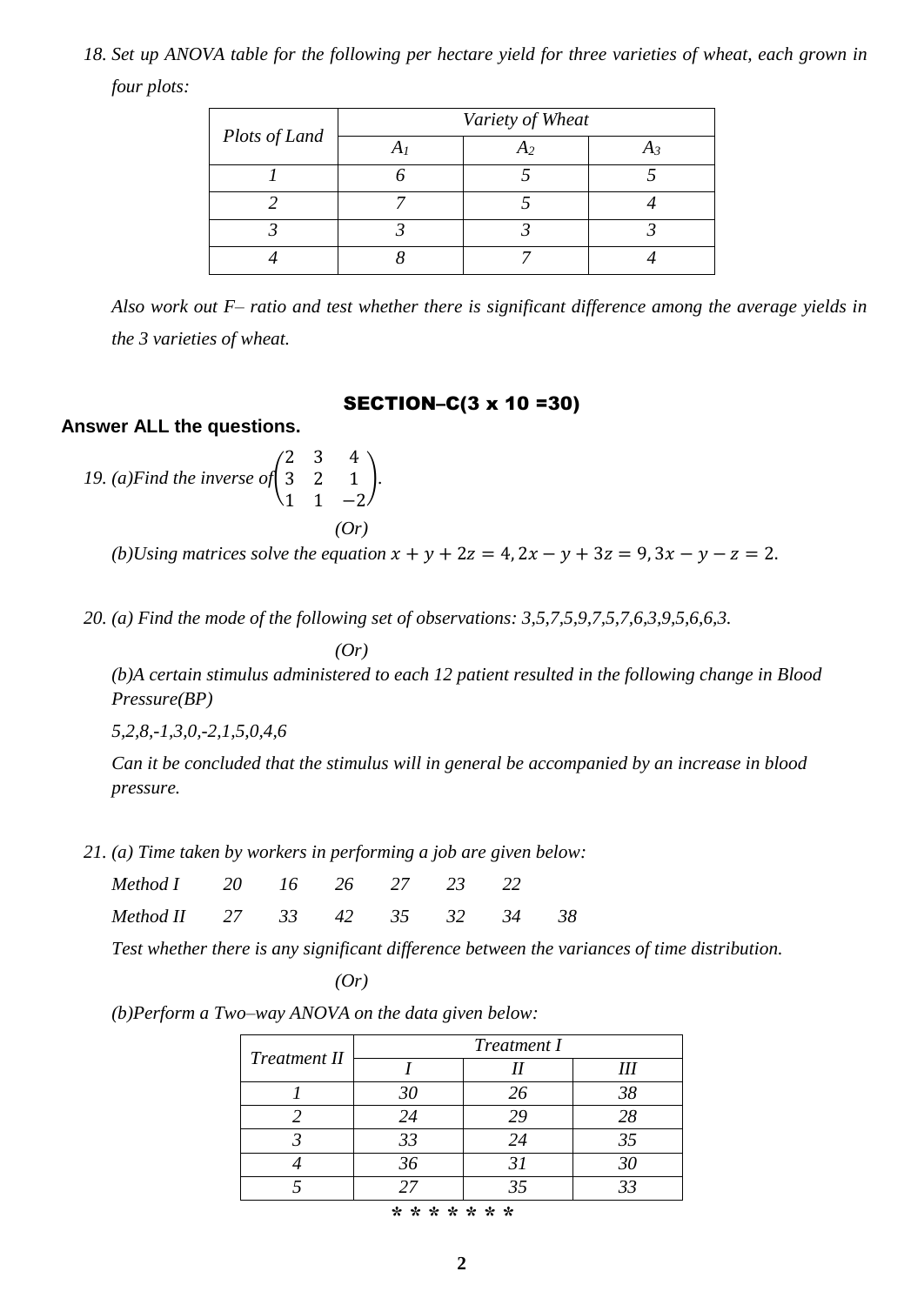18. *Set up ANOVA table for the following per hectare yield for three varieties of wheat, each grown in four plots:*

| Plots of Land | Variety of Wheat | | |
|---|---|---|---|
| | $A_1$ | $A_2$ | $A_3$ |
| 1 | 6 | 5 | 5 |
| 2 | 7 | 5 | 4 |
| 3 | 3 | 3 | 3 |
| 4 | 8 | 7 | 4 |

*Also work out F– ratio and test whether there is significant difference among the average yields in the 3 varieties of wheat.*

## SECTION–C(3 x 10 =30)

**Answer ALL the questions.**

19. (a)*Find the inverse of* $\begin{pmatrix} 2 & 3 & 4 \\ 3 & 2 & 1 \\ 1 & 1 & -2 \end{pmatrix}$.

*(Or)*

(b)*Using matrices solve the equation* $x + y + 2z = 4, 2x - y + 3z = 9, 3x - y - z = 2.$

20. (a) *Find the mode of the following set of observations: 3,5,7,5,9,7,5,7,6,3,9,5,6,6,3.*

*(Or)*

(b)*A certain stimulus administered to each 12 patient resulted in the following change in Blood Pressure(BP)*

*5,2,8,-1,3,0,-2,1,5,0,4,6*

*Can it be concluded that the stimulus will in general be accompanied by an increase in blood pressure.*

21. (a) *Time taken by workers in performing a job are given below:*

| | | | | | | | |
|---|---|---|---|---|---|---|---|
| *Method I* | 20 | 16 | 26 | 27 | 23 | 22 | |
| *Method II* | 27 | 33 | 42 | 35 | 32 | 34 | 38 |

*Test whether there is any significant difference between the variances of time distribution.*

*(Or)*

(b)*Perform a Two–way ANOVA on the data given below:*

| Treatment II | Treatment I | | |
|---|---|---|---|
| | I | II | III |
| 1 | 30 | 26 | 38 |
| 2 | 24 | 29 | 28 |
| 3 | 33 | 24 | 35 |
| 4 | 36 | 31 | 30 |
| 5 | 27 | 35 | 33 |

*******